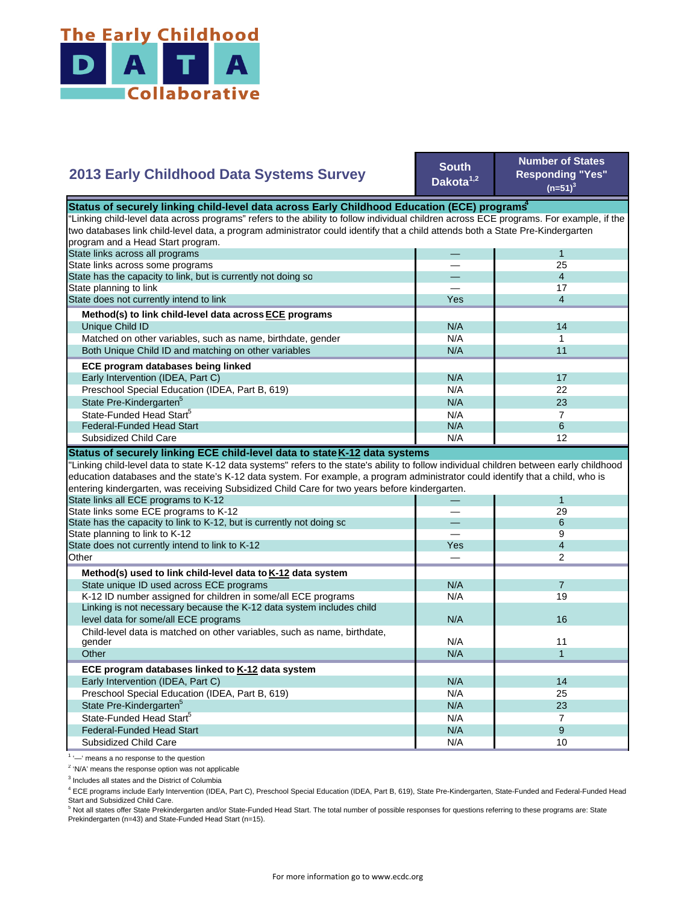The Early Childhood DATA Collaborative

## 2013 Early Childhood Data Systems Survey

| | South Dakota[1,2] | Number of States Responding "Yes" (n=51)[3] |
|---|---|---|
| **Status of securely linking child-level data across Early Childhood Education (ECE) programs[4]** | | |
| "Linking child-level data across programs" refers to the ability to follow individual children across ECE programs. For example, if the two databases link child-level data, a program administrator could identify that a child attends both a State Pre-Kindergarten program and a Head Start program. | | |
| State links across all programs | — | 1 |
| State links across some programs | — | 25 |
| State has the capacity to link, but is currently not doing so | — | 4 |
| State planning to link | — | 17 |
| State does not currently intend to link | Yes | 4 |
| **Method(s) to link child-level data across ECE programs** | | |
| Unique Child ID | N/A | 14 |
| Matched on other variables, such as name, birthdate, gender | N/A | 1 |
| Both Unique Child ID and matching on other variables | N/A | 11 |
| **ECE program databases being linked** | | |
| Early Intervention (IDEA, Part C) | N/A | 17 |
| Preschool Special Education (IDEA, Part B, 619) | N/A | 22 |
| State Pre-Kindergarten[5] | N/A | 23 |
| State-Funded Head Start[5] | N/A | 7 |
| Federal-Funded Head Start | N/A | 6 |
| Subsidized Child Care | N/A | 12 |
| **Status of securely linking ECE child-level data to state K-12 data systems** | | |
| "Linking child-level data to state K-12 data systems" refers to the state's ability to follow individual children between early childhood education databases and the state's K-12 data system. For example, a program administrator could identify that a child, who is entering kindergarten, was receiving Subsidized Child Care for two years before kindergarten. | | |
| State links all ECE programs to K-12 | — | 1 |
| State links some ECE programs to K-12 | — | 29 |
| State has the capacity to link to K-12, but is currently not doing so | — | 6 |
| State planning to link to K-12 | — | 9 |
| State does not currently intend to link to K-12 | Yes | 4 |
| Other | — | 2 |
| **Method(s) used to link child-level data to K-12 data system** | | |
| State unique ID used across ECE programs | N/A | 7 |
| K-12 ID number assigned for children in some/all ECE programs | N/A | 19 |
| Linking is not necessary because the K-12 data system includes child level data for some/all ECE programs | N/A | 16 |
| Child-level data is matched on other variables, such as name, birthdate, gender | N/A | 11 |
| Other | N/A | 1 |
| **ECE program databases linked to K-12 data system** | | |
| Early Intervention (IDEA, Part C) | N/A | 14 |
| Preschool Special Education (IDEA, Part B, 619) | N/A | 25 |
| State Pre-Kindergarten[5] | N/A | 23 |
| State-Funded Head Start[5] | N/A | 7 |
| Federal-Funded Head Start | N/A | 9 |
| Subsidized Child Care | N/A | 10 |

[1] '—' means a no response to the question

[2] 'N/A' means the response option was not applicable

[3] Includes all states and the District of Columbia

[4] ECE programs include Early Intervention (IDEA, Part C), Preschool Special Education (IDEA, Part B, 619), State Pre-Kindergarten, State-Funded and Federal-Funded Head Start and Subsidized Child Care.

[5] Not all states offer State Prekindergarten and/or State-Funded Head Start. The total number of possible responses for questions referring to these programs are: State Prekindergarten (n=43) and State-Funded Head Start (n=15).

For more information go to www.ecdc.org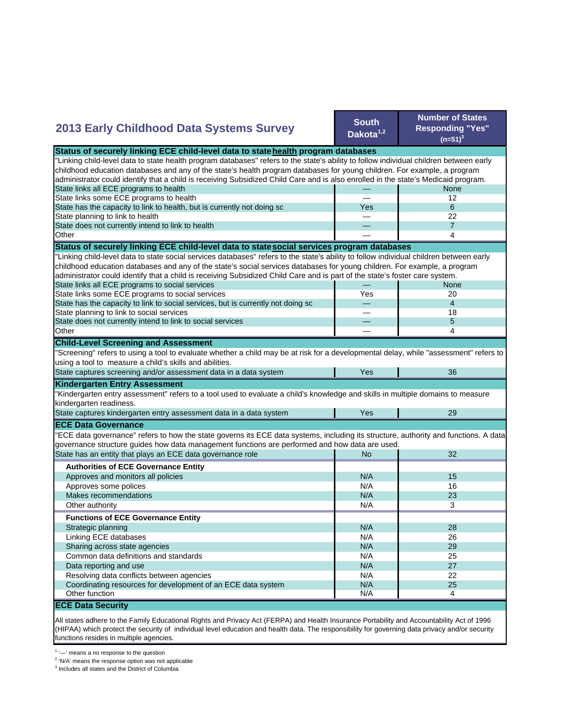# 2013 Early Childhood Data Systems Survey

| | South Dakota[1,2] | Number of States Responding "Yes" (n=51)[3] |
|---|---|---|
| **Status of securely linking ECE child-level data to state health program databases** | | |
| "Linking child-level data to state health program databases" refers to the state's ability to follow individual children between early childhood education databases and any of the state's health program databases for young children. For example, a program administrator could identify that a child is receiving Subsidized Child Care and is also enrolled in the state's Medicaid program. | | |
| State links all ECE programs to health | — | None |
| State links some ECE programs to health | — | 12 |
| State has the capacity to link to health, but is currently not doing so | Yes | 6 |
| State planning to link to health | — | 22 |
| State does not currently intend to link to health | — | 7 |
| Other | — | 4 |
| **Status of securely linking ECE child-level data to state social services program databases** | | |
| "Linking child-level data to state social services databases" refers to the state's ability to follow individual children between early childhood education databases and any of the state's social services databases for young children. For example, a program administrator could identify that a child is receiving Subsidized Child Care and is part of the state's foster care system. | | |
| State links all ECE programs to social services | — | None |
| State links some ECE programs to social services | Yes | 20 |
| State has the capacity to link to social services, but is currently not doing so | — | 4 |
| State planning to link to social services | — | 18 |
| State does not currently intend to link to social services | — | 5 |
| Other | — | 4 |
| **Child-Level Screening and Assessment** | | |
| "Screening" refers to using a tool to evaluate whether a child may be at risk for a developmental delay, while "assessment" refers to using a tool to measure a child's skills and abilities. | | |
| State captures screening and/or assessment data in a data system | Yes | 36 |
| **Kindergarten Entry Assessment** | | |
| "Kindergarten entry assessment" refers to a tool used to evaluate a child's knowledge and skills in multiple domains to measure kindergarten readiness. | | |
| State captures kindergarten entry assessment data in a data system | Yes | 29 |
| **ECE Data Governance** | | |
| "ECE data governance" refers to how the state governs its ECE data systems, including its structure, authority and functions. A data governance structure guides how data management functions are performed and how data are used. | | |
| State has an entity that plays an ECE data governance role | No | 32 |
| **Authorities of ECE Governance Entity** | | |
| Approves and monitors all policies | N/A | 15 |
| Approves some polices | N/A | 16 |
| Makes recommendations | N/A | 23 |
| Other authority | N/A | 3 |
| **Functions of ECE Governance Entity** | | |
| Strategic planning | N/A | 28 |
| Linking ECE databases | N/A | 26 |
| Sharing across state agencies | N/A | 29 |
| Common data definitions and standards | N/A | 25 |
| Data reporting and use | N/A | 27 |
| Resolving data conflicts between agencies | N/A | 22 |
| Coordinating resources for development of an ECE data system | N/A | 25 |
| Other function | N/A | 4 |

**ECE Data Security**

All states adhere to the Family Educational Rights and Privacy Act (FERPA) and Health Insurance Portability and Accountability Act of 1996 (HIPAA) which protect the security of individual level education and health data. The responsibility for governing data privacy and/or security functions resides in multiple agencies.

[1] '—' means a no response to the question

[2] 'N/A' means the response option was not applicable

[3] Includes all states and the District of Columbia